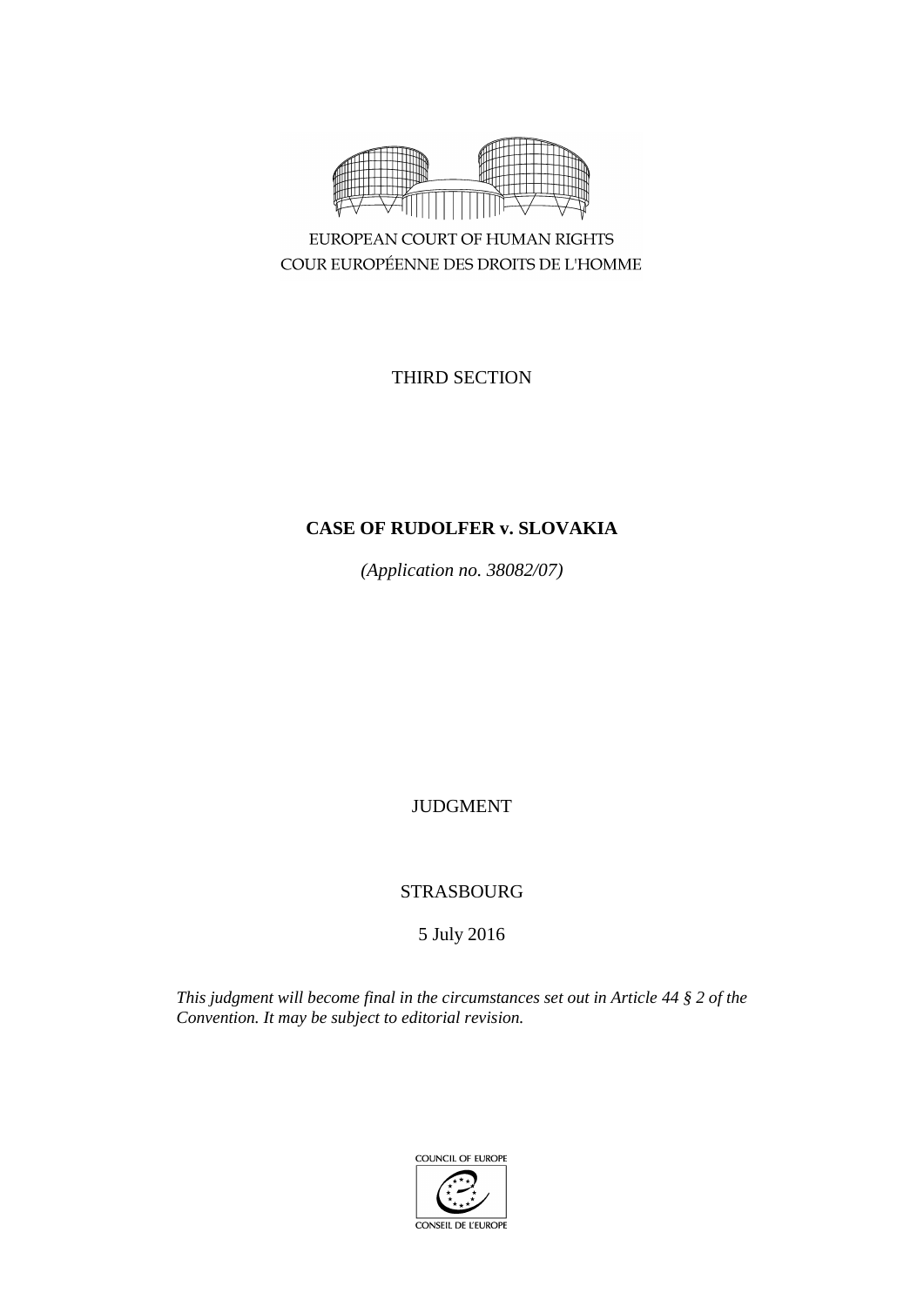EUROPEAN COURT OF HUMAN RIGHTS
COUR EUROPÉENNE DES DROITS DE L'HOMME

THIRD SECTION

**CASE OF RUDOLFER v. SLOVAKIA**

*(Application no. 38082/07)*

JUDGMENT

STRASBOURG

5 July 2016

*This judgment will become final in the circumstances set out in Article 44 § 2 of the Convention. It may be subject to editorial revision.*

COUNCIL OF EUROPE
CONSEIL DE L'EUROPE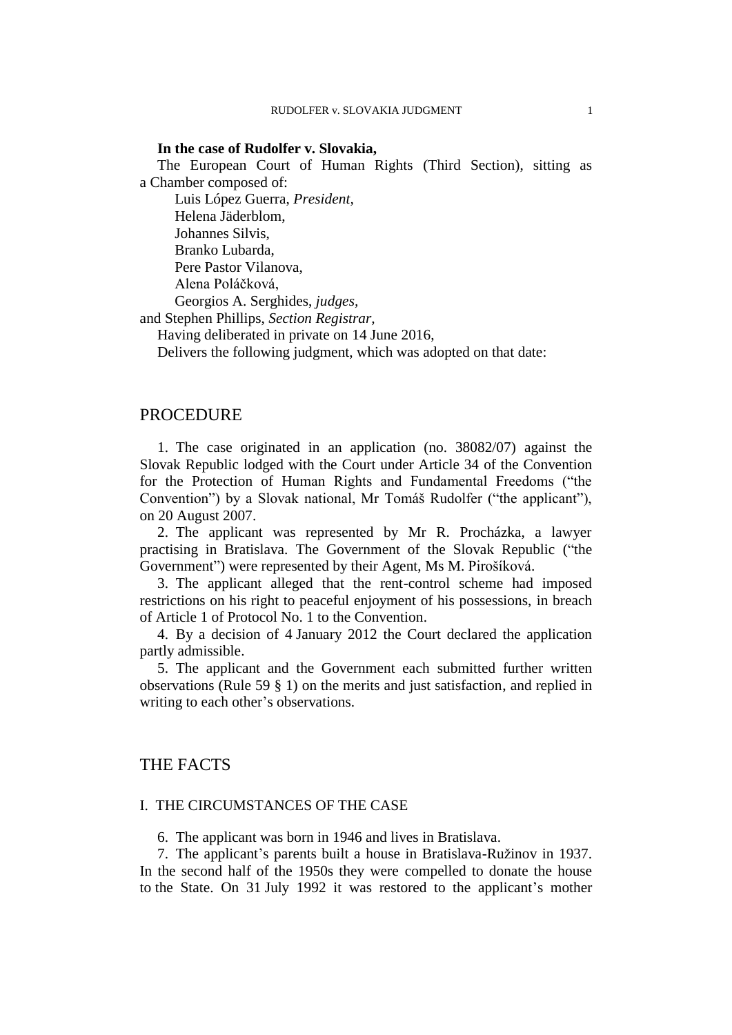**In the case of Rudolfer v. Slovakia,**

The European Court of Human Rights (Third Section), sitting as a Chamber composed of:

Luis López Guerra, *President,*
Helena Jäderblom,
Johannes Silvis,
Branko Lubarda,
Pere Pastor Vilanova,
Alena Poláčková,
Georgios A. Serghides, *judges,*
and Stephen Phillips, *Section Registrar,*

Having deliberated in private on 14 June 2016,

Delivers the following judgment, which was adopted on that date:

# PROCEDURE

1. The case originated in an application (no. 38082/07) against the Slovak Republic lodged with the Court under Article 34 of the Convention for the Protection of Human Rights and Fundamental Freedoms ("the Convention") by a Slovak national, Mr Tomáš Rudolfer ("the applicant"), on 20 August 2007.

2. The applicant was represented by Mr R. Procházka, a lawyer practising in Bratislava. The Government of the Slovak Republic ("the Government") were represented by their Agent, Ms M. Pirošíková.

3. The applicant alleged that the rent-control scheme had imposed restrictions on his right to peaceful enjoyment of his possessions, in breach of Article 1 of Protocol No. 1 to the Convention.

4. By a decision of 4 January 2012 the Court declared the application partly admissible.

5. The applicant and the Government each submitted further written observations (Rule 59 § 1) on the merits and just satisfaction, and replied in writing to each other's observations.

# THE FACTS

## I. THE CIRCUMSTANCES OF THE CASE

6. The applicant was born in 1946 and lives in Bratislava.

7. The applicant's parents built a house in Bratislava-Ružinov in 1937. In the second half of the 1950s they were compelled to donate the house to the State. On 31 July 1992 it was restored to the applicant's mother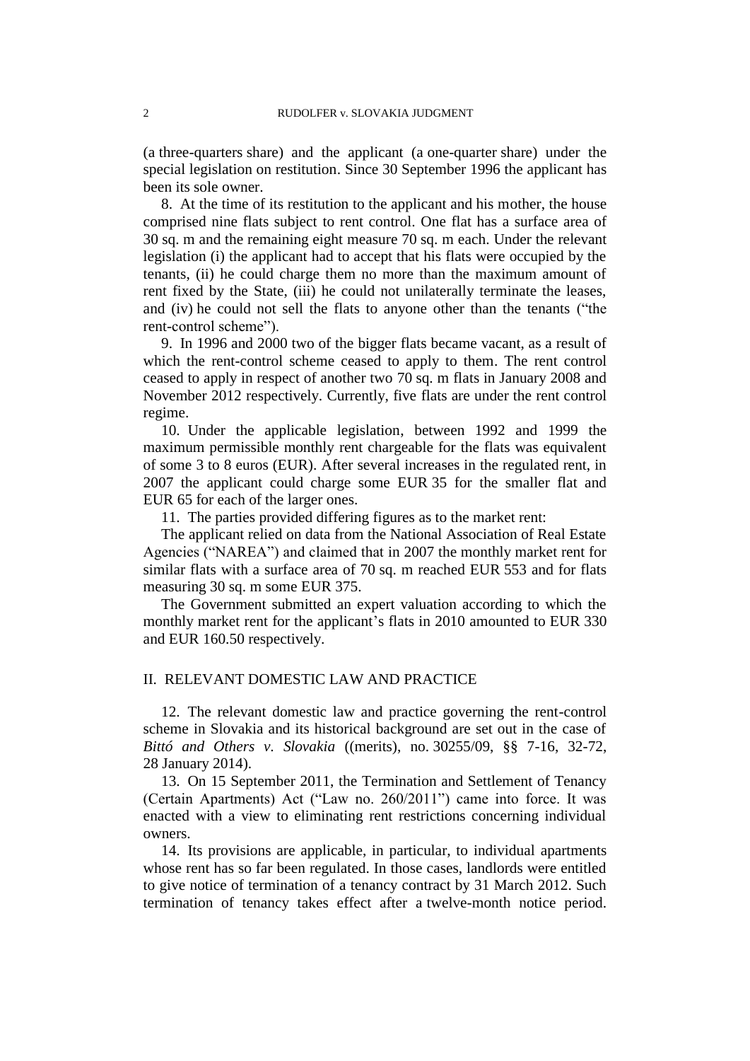(a three-quarters share) and the applicant (a one-quarter share) under the special legislation on restitution. Since 30 September 1996 the applicant has been its sole owner.

8. At the time of its restitution to the applicant and his mother, the house comprised nine flats subject to rent control. One flat has a surface area of 30 sq. m and the remaining eight measure 70 sq. m each. Under the relevant legislation (i) the applicant had to accept that his flats were occupied by the tenants, (ii) he could charge them no more than the maximum amount of rent fixed by the State, (iii) he could not unilaterally terminate the leases, and (iv) he could not sell the flats to anyone other than the tenants ("the rent-control scheme").

9. In 1996 and 2000 two of the bigger flats became vacant, as a result of which the rent-control scheme ceased to apply to them. The rent control ceased to apply in respect of another two 70 sq. m flats in January 2008 and November 2012 respectively. Currently, five flats are under the rent control regime.

10. Under the applicable legislation, between 1992 and 1999 the maximum permissible monthly rent chargeable for the flats was equivalent of some 3 to 8 euros (EUR). After several increases in the regulated rent, in 2007 the applicant could charge some EUR 35 for the smaller flat and EUR 65 for each of the larger ones.

11. The parties provided differing figures as to the market rent:

The applicant relied on data from the National Association of Real Estate Agencies ("NAREA") and claimed that in 2007 the monthly market rent for similar flats with a surface area of 70 sq. m reached EUR 553 and for flats measuring 30 sq. m some EUR 375.

The Government submitted an expert valuation according to which the monthly market rent for the applicant's flats in 2010 amounted to EUR 330 and EUR 160.50 respectively.

## II. RELEVANT DOMESTIC LAW AND PRACTICE

12. The relevant domestic law and practice governing the rent-control scheme in Slovakia and its historical background are set out in the case of *Bittó and Others v. Slovakia* ((merits), no. 30255/09, §§ 7-16, 32-72, 28 January 2014).

13. On 15 September 2011, the Termination and Settlement of Tenancy (Certain Apartments) Act ("Law no. 260/2011") came into force. It was enacted with a view to eliminating rent restrictions concerning individual owners.

14. Its provisions are applicable, in particular, to individual apartments whose rent has so far been regulated. In those cases, landlords were entitled to give notice of termination of a tenancy contract by 31 March 2012. Such termination of tenancy takes effect after a twelve-month notice period.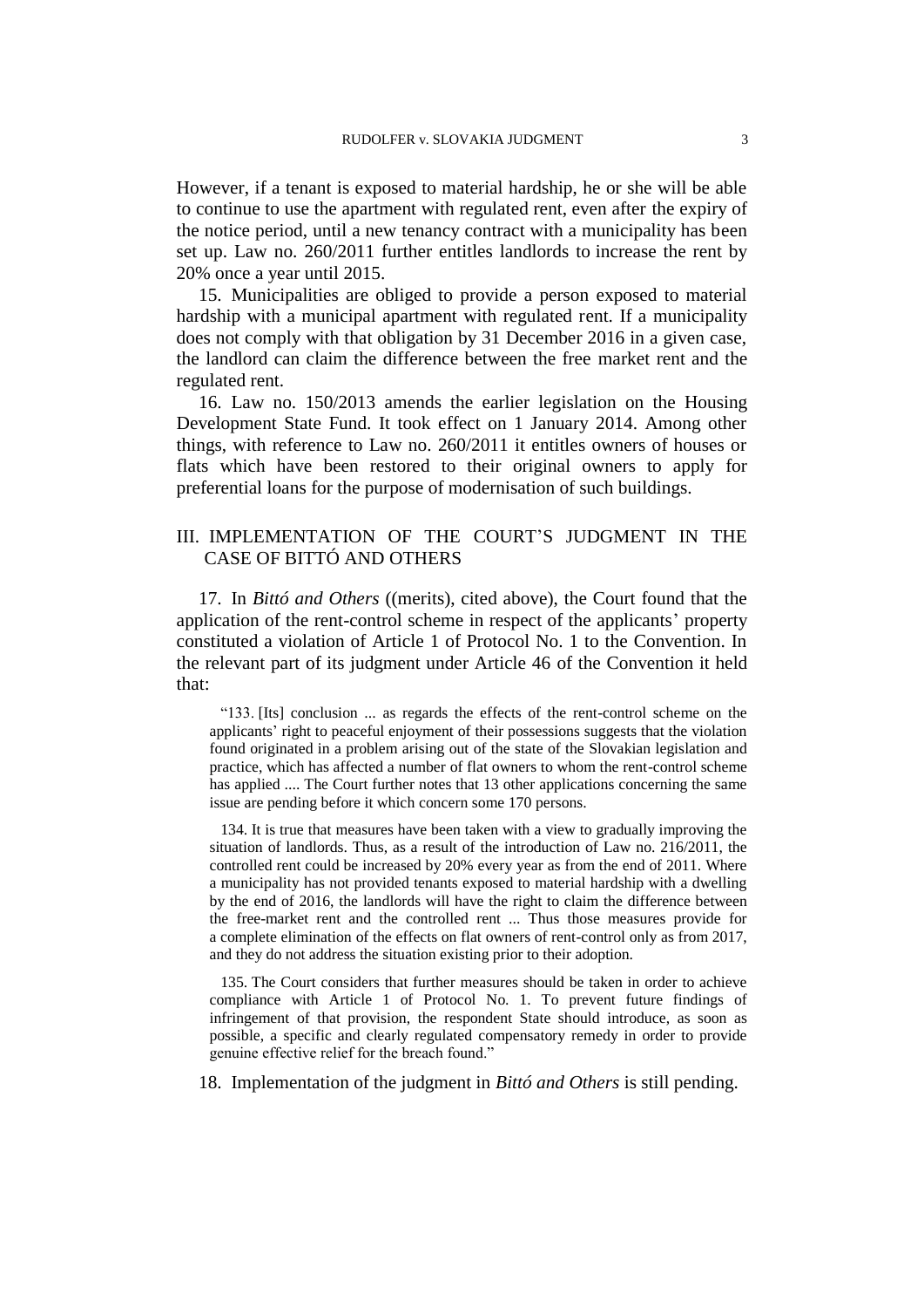However, if a tenant is exposed to material hardship, he or she will be able to continue to use the apartment with regulated rent, even after the expiry of the notice period, until a new tenancy contract with a municipality has been set up. Law no. 260/2011 further entitles landlords to increase the rent by 20% once a year until 2015.

15. Municipalities are obliged to provide a person exposed to material hardship with a municipal apartment with regulated rent. If a municipality does not comply with that obligation by 31 December 2016 in a given case, the landlord can claim the difference between the free market rent and the regulated rent.

16. Law no. 150/2013 amends the earlier legislation on the Housing Development State Fund. It took effect on 1 January 2014. Among other things, with reference to Law no. 260/2011 it entitles owners of houses or flats which have been restored to their original owners to apply for preferential loans for the purpose of modernisation of such buildings.

## III. IMPLEMENTATION OF THE COURT'S JUDGMENT IN THE CASE OF BITTÓ AND OTHERS

17. In *Bittó and Others* ((merits), cited above), the Court found that the application of the rent-control scheme in respect of the applicants' property constituted a violation of Article 1 of Protocol No. 1 to the Convention. In the relevant part of its judgment under Article 46 of the Convention it held that:

> "133. [Its] conclusion ... as regards the effects of the rent-control scheme on the applicants' right to peaceful enjoyment of their possessions suggests that the violation found originated in a problem arising out of the state of the Slovakian legislation and practice, which has affected a number of flat owners to whom the rent-control scheme has applied .... The Court further notes that 13 other applications concerning the same issue are pending before it which concern some 170 persons.
>
> 134. It is true that measures have been taken with a view to gradually improving the situation of landlords. Thus, as a result of the introduction of Law no. 216/2011, the controlled rent could be increased by 20% every year as from the end of 2011. Where a municipality has not provided tenants exposed to material hardship with a dwelling by the end of 2016, the landlords will have the right to claim the difference between the free-market rent and the controlled rent ... Thus those measures provide for a complete elimination of the effects on flat owners of rent-control only as from 2017, and they do not address the situation existing prior to their adoption.
>
> 135. The Court considers that further measures should be taken in order to achieve compliance with Article 1 of Protocol No. 1. To prevent future findings of infringement of that provision, the respondent State should introduce, as soon as possible, a specific and clearly regulated compensatory remedy in order to provide genuine effective relief for the breach found."

18. Implementation of the judgment in *Bittó and Others* is still pending.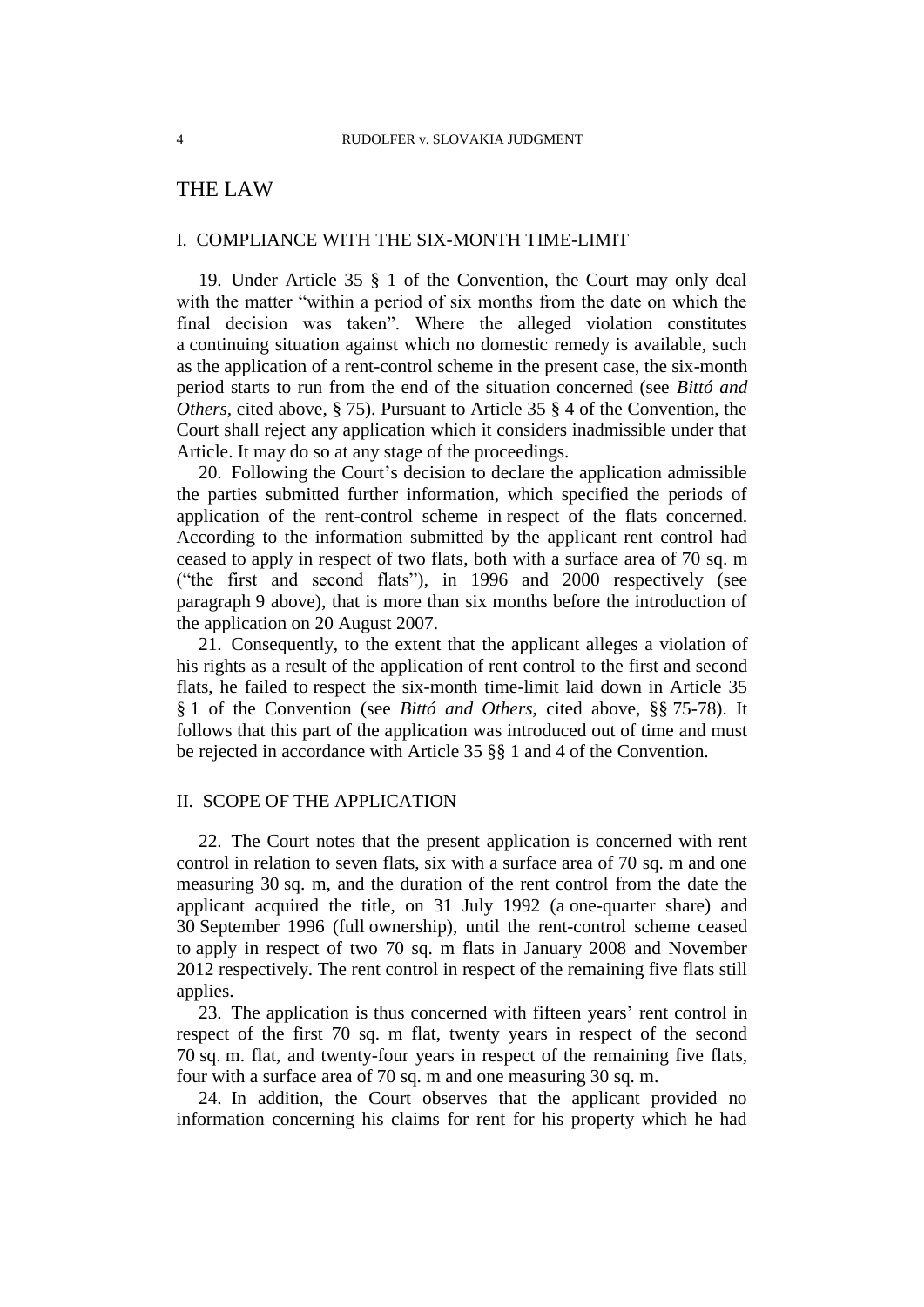# THE LAW

## I. COMPLIANCE WITH THE SIX-MONTH TIME-LIMIT

19. Under Article 35 § 1 of the Convention, the Court may only deal with the matter "within a period of six months from the date on which the final decision was taken". Where the alleged violation constitutes a continuing situation against which no domestic remedy is available, such as the application of a rent-control scheme in the present case, the six-month period starts to run from the end of the situation concerned (see *Bittó and Others*, cited above, § 75). Pursuant to Article 35 § 4 of the Convention, the Court shall reject any application which it considers inadmissible under that Article. It may do so at any stage of the proceedings.

20. Following the Court's decision to declare the application admissible the parties submitted further information, which specified the periods of application of the rent-control scheme in respect of the flats concerned. According to the information submitted by the applicant rent control had ceased to apply in respect of two flats, both with a surface area of 70 sq. m ("the first and second flats"), in 1996 and 2000 respectively (see paragraph 9 above), that is more than six months before the introduction of the application on 20 August 2007.

21. Consequently, to the extent that the applicant alleges a violation of his rights as a result of the application of rent control to the first and second flats, he failed to respect the six-month time-limit laid down in Article 35 § 1 of the Convention (see *Bittó and Others,* cited above, §§ 75-78). It follows that this part of the application was introduced out of time and must be rejected in accordance with Article 35 §§ 1 and 4 of the Convention.

## II. SCOPE OF THE APPLICATION

22. The Court notes that the present application is concerned with rent control in relation to seven flats, six with a surface area of 70 sq. m and one measuring 30 sq. m, and the duration of the rent control from the date the applicant acquired the title, on 31 July 1992 (a one-quarter share) and 30 September 1996 (full ownership), until the rent-control scheme ceased to apply in respect of two 70 sq. m flats in January 2008 and November 2012 respectively. The rent control in respect of the remaining five flats still applies.

23. The application is thus concerned with fifteen years' rent control in respect of the first 70 sq. m flat, twenty years in respect of the second 70 sq. m. flat, and twenty-four years in respect of the remaining five flats, four with a surface area of 70 sq. m and one measuring 30 sq. m.

24. In addition, the Court observes that the applicant provided no information concerning his claims for rent for his property which he had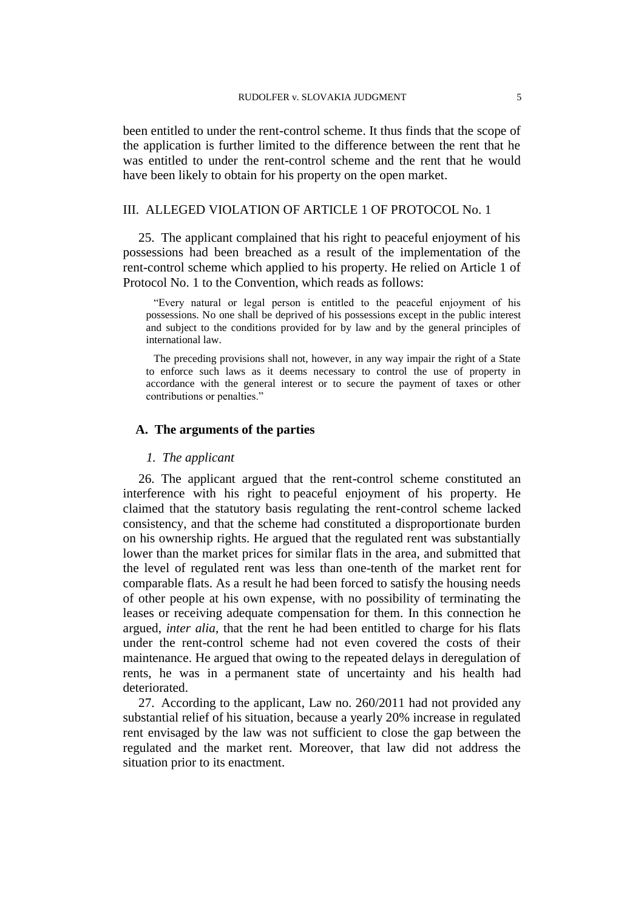been entitled to under the rent-control scheme. It thus finds that the scope of the application is further limited to the difference between the rent that he was entitled to under the rent-control scheme and the rent that he would have been likely to obtain for his property on the open market.

## III. ALLEGED VIOLATION OF ARTICLE 1 OF PROTOCOL No. 1

25. The applicant complained that his right to peaceful enjoyment of his possessions had been breached as a result of the implementation of the rent-control scheme which applied to his property. He relied on Article 1 of Protocol No. 1 to the Convention, which reads as follows:

> "Every natural or legal person is entitled to the peaceful enjoyment of his possessions. No one shall be deprived of his possessions except in the public interest and subject to the conditions provided for by law and by the general principles of international law.
>
> The preceding provisions shall not, however, in any way impair the right of a State to enforce such laws as it deems necessary to control the use of property in accordance with the general interest or to secure the payment of taxes or other contributions or penalties."

### A. The arguments of the parties

#### *1. The applicant*

26. The applicant argued that the rent-control scheme constituted an interference with his right to peaceful enjoyment of his property. He claimed that the statutory basis regulating the rent-control scheme lacked consistency, and that the scheme had constituted a disproportionate burden on his ownership rights. He argued that the regulated rent was substantially lower than the market prices for similar flats in the area, and submitted that the level of regulated rent was less than one-tenth of the market rent for comparable flats. As a result he had been forced to satisfy the housing needs of other people at his own expense, with no possibility of terminating the leases or receiving adequate compensation for them. In this connection he argued, *inter alia,* that the rent he had been entitled to charge for his flats under the rent-control scheme had not even covered the costs of their maintenance. He argued that owing to the repeated delays in deregulation of rents, he was in a permanent state of uncertainty and his health had deteriorated.

27. According to the applicant, Law no. 260/2011 had not provided any substantial relief of his situation, because a yearly 20% increase in regulated rent envisaged by the law was not sufficient to close the gap between the regulated and the market rent. Moreover, that law did not address the situation prior to its enactment.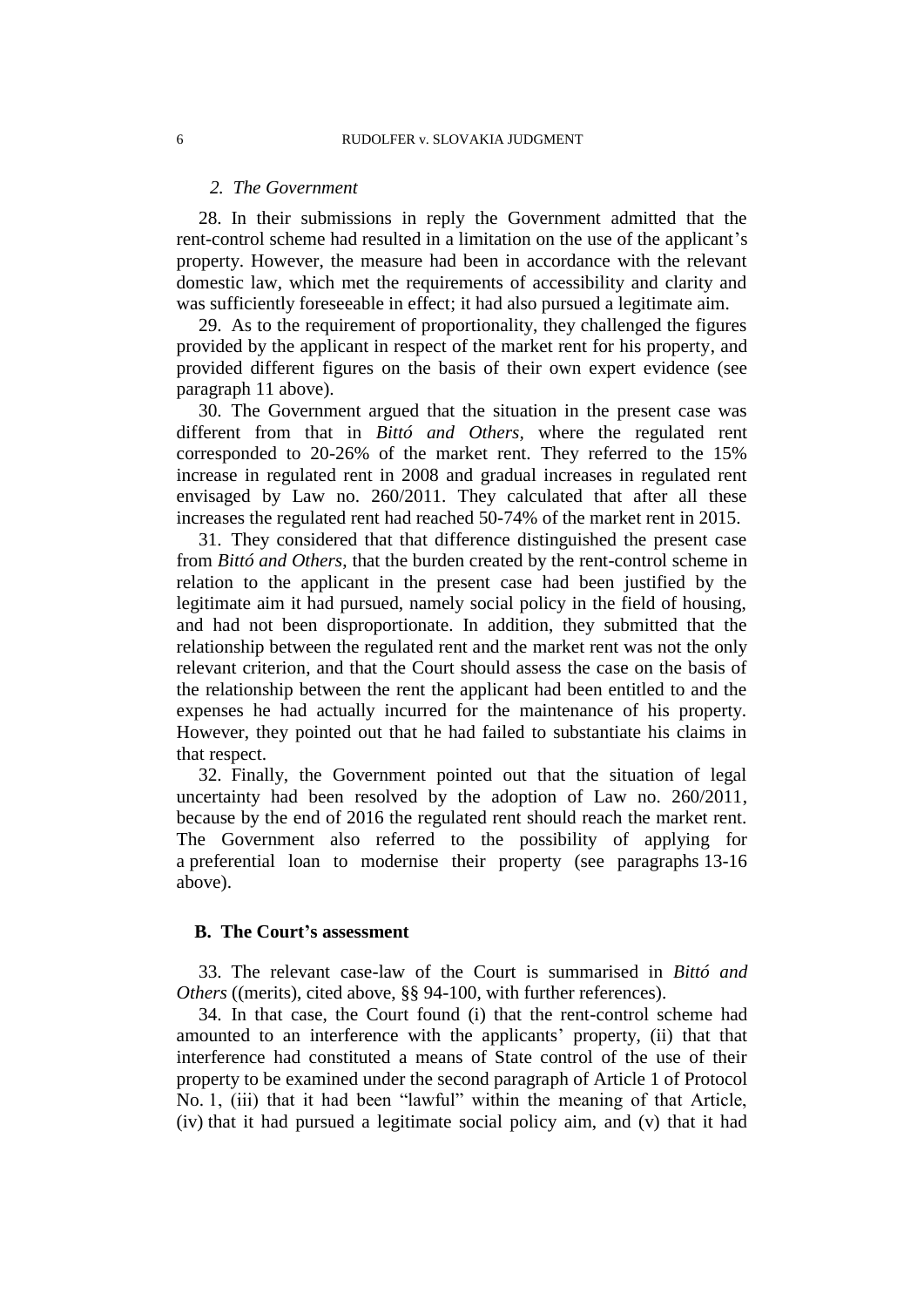### *2. The Government*

28. In their submissions in reply the Government admitted that the rent-control scheme had resulted in a limitation on the use of the applicant's property. However, the measure had been in accordance with the relevant domestic law, which met the requirements of accessibility and clarity and was sufficiently foreseeable in effect; it had also pursued a legitimate aim.

29. As to the requirement of proportionality, they challenged the figures provided by the applicant in respect of the market rent for his property, and provided different figures on the basis of their own expert evidence (see paragraph 11 above).

30. The Government argued that the situation in the present case was different from that in *Bittó and Others*, where the regulated rent corresponded to 20-26% of the market rent. They referred to the 15% increase in regulated rent in 2008 and gradual increases in regulated rent envisaged by Law no. 260/2011. They calculated that after all these increases the regulated rent had reached 50-74% of the market rent in 2015.

31. They considered that that difference distinguished the present case from *Bittó and Others*, that the burden created by the rent-control scheme in relation to the applicant in the present case had been justified by the legitimate aim it had pursued, namely social policy in the field of housing, and had not been disproportionate. In addition, they submitted that the relationship between the regulated rent and the market rent was not the only relevant criterion, and that the Court should assess the case on the basis of the relationship between the rent the applicant had been entitled to and the expenses he had actually incurred for the maintenance of his property. However, they pointed out that he had failed to substantiate his claims in that respect.

32. Finally, the Government pointed out that the situation of legal uncertainty had been resolved by the adoption of Law no. 260/2011, because by the end of 2016 the regulated rent should reach the market rent. The Government also referred to the possibility of applying for a preferential loan to modernise their property (see paragraphs 13-16 above).

## **B. The Court's assessment**

33. The relevant case-law of the Court is summarised in *Bittó and Others* ((merits), cited above, §§ 94-100, with further references).

34. In that case, the Court found (i) that the rent-control scheme had amounted to an interference with the applicants' property, (ii) that that interference had constituted a means of State control of the use of their property to be examined under the second paragraph of Article 1 of Protocol No. 1, (iii) that it had been "lawful" within the meaning of that Article, (iv) that it had pursued a legitimate social policy aim, and (v) that it had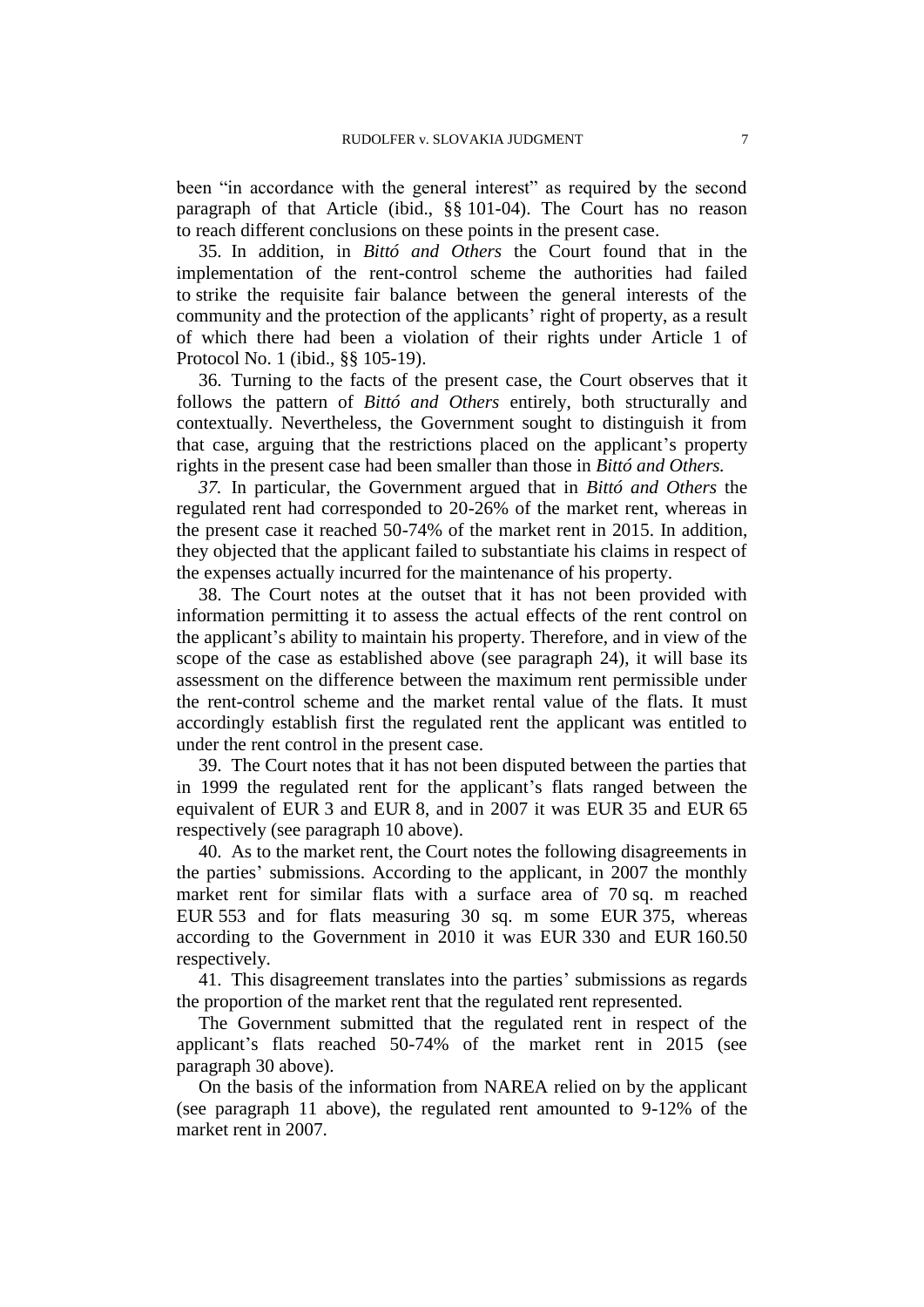been "in accordance with the general interest" as required by the second paragraph of that Article (ibid., §§ 101-04). The Court has no reason to reach different conclusions on these points in the present case.

35. In addition, in *Bittó and Others* the Court found that in the implementation of the rent-control scheme the authorities had failed to strike the requisite fair balance between the general interests of the community and the protection of the applicants' right of property, as a result of which there had been a violation of their rights under Article 1 of Protocol No. 1 (ibid., §§ 105-19).

36. Turning to the facts of the present case, the Court observes that it follows the pattern of *Bittó and Others* entirely, both structurally and contextually. Nevertheless, the Government sought to distinguish it from that case, arguing that the restrictions placed on the applicant's property rights in the present case had been smaller than those in *Bittó and Others.*

*37.* In particular, the Government argued that in *Bittó and Others* the regulated rent had corresponded to 20-26% of the market rent, whereas in the present case it reached 50-74% of the market rent in 2015. In addition, they objected that the applicant failed to substantiate his claims in respect of the expenses actually incurred for the maintenance of his property.

38. The Court notes at the outset that it has not been provided with information permitting it to assess the actual effects of the rent control on the applicant's ability to maintain his property. Therefore, and in view of the scope of the case as established above (see paragraph 24), it will base its assessment on the difference between the maximum rent permissible under the rent-control scheme and the market rental value of the flats. It must accordingly establish first the regulated rent the applicant was entitled to under the rent control in the present case.

39. The Court notes that it has not been disputed between the parties that in 1999 the regulated rent for the applicant's flats ranged between the equivalent of EUR 3 and EUR 8, and in 2007 it was EUR 35 and EUR 65 respectively (see paragraph 10 above).

40. As to the market rent, the Court notes the following disagreements in the parties' submissions. According to the applicant, in 2007 the monthly market rent for similar flats with a surface area of 70 sq. m reached EUR 553 and for flats measuring 30 sq. m some EUR 375, whereas according to the Government in 2010 it was EUR 330 and EUR 160.50 respectively.

41. This disagreement translates into the parties' submissions as regards the proportion of the market rent that the regulated rent represented.

The Government submitted that the regulated rent in respect of the applicant's flats reached 50-74% of the market rent in 2015 (see paragraph 30 above).

On the basis of the information from NAREA relied on by the applicant (see paragraph 11 above), the regulated rent amounted to 9-12% of the market rent in 2007.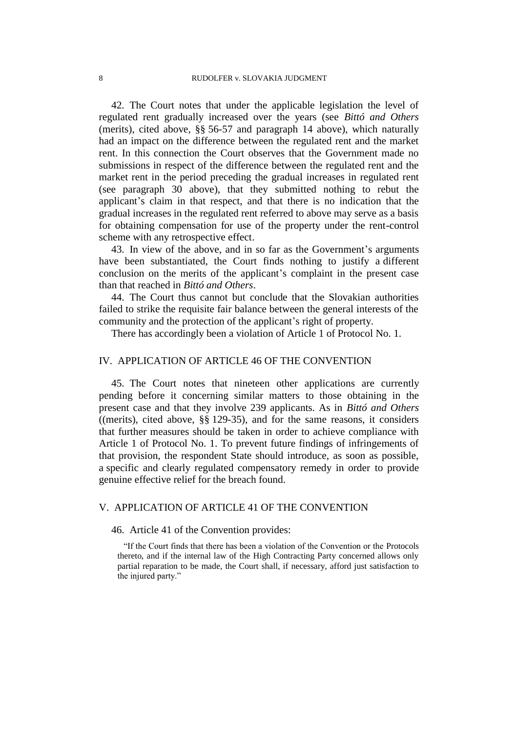42. The Court notes that under the applicable legislation the level of regulated rent gradually increased over the years (see *Bittó and Others* (merits), cited above, §§ 56-57 and paragraph 14 above), which naturally had an impact on the difference between the regulated rent and the market rent. In this connection the Court observes that the Government made no submissions in respect of the difference between the regulated rent and the market rent in the period preceding the gradual increases in regulated rent (see paragraph 30 above), that they submitted nothing to rebut the applicant's claim in that respect, and that there is no indication that the gradual increases in the regulated rent referred to above may serve as a basis for obtaining compensation for use of the property under the rent-control scheme with any retrospective effect.

43. In view of the above, and in so far as the Government's arguments have been substantiated, the Court finds nothing to justify a different conclusion on the merits of the applicant's complaint in the present case than that reached in *Bittó and Others*.

44. The Court thus cannot but conclude that the Slovakian authorities failed to strike the requisite fair balance between the general interests of the community and the protection of the applicant's right of property.

There has accordingly been a violation of Article 1 of Protocol No. 1.

## IV. APPLICATION OF ARTICLE 46 OF THE CONVENTION

45. The Court notes that nineteen other applications are currently pending before it concerning similar matters to those obtaining in the present case and that they involve 239 applicants. As in *Bittó and Others* ((merits), cited above, §§ 129-35), and for the same reasons, it considers that further measures should be taken in order to achieve compliance with Article 1 of Protocol No. 1. To prevent future findings of infringements of that provision, the respondent State should introduce, as soon as possible, a specific and clearly regulated compensatory remedy in order to provide genuine effective relief for the breach found.

## V. APPLICATION OF ARTICLE 41 OF THE CONVENTION

46. Article 41 of the Convention provides:

> "If the Court finds that there has been a violation of the Convention or the Protocols thereto, and if the internal law of the High Contracting Party concerned allows only partial reparation to be made, the Court shall, if necessary, afford just satisfaction to the injured party."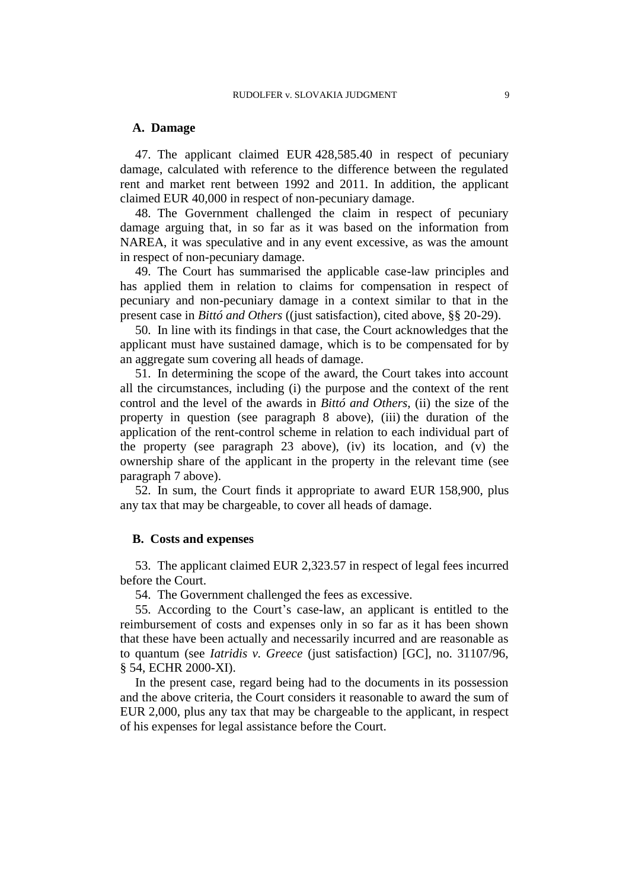### A. Damage

47. The applicant claimed EUR 428,585.40 in respect of pecuniary damage, calculated with reference to the difference between the regulated rent and market rent between 1992 and 2011. In addition, the applicant claimed EUR 40,000 in respect of non-pecuniary damage.

48. The Government challenged the claim in respect of pecuniary damage arguing that, in so far as it was based on the information from NAREA, it was speculative and in any event excessive, as was the amount in respect of non-pecuniary damage.

49. The Court has summarised the applicable case-law principles and has applied them in relation to claims for compensation in respect of pecuniary and non-pecuniary damage in a context similar to that in the present case in *Bittó and Others* ((just satisfaction), cited above, §§ 20-29).

50. In line with its findings in that case, the Court acknowledges that the applicant must have sustained damage, which is to be compensated for by an aggregate sum covering all heads of damage.

51. In determining the scope of the award, the Court takes into account all the circumstances, including (i) the purpose and the context of the rent control and the level of the awards in *Bittó and Others*, (ii) the size of the property in question (see paragraph 8 above), (iii) the duration of the application of the rent-control scheme in relation to each individual part of the property (see paragraph 23 above), (iv) its location, and (v) the ownership share of the applicant in the property in the relevant time (see paragraph 7 above).

52. In sum, the Court finds it appropriate to award EUR 158,900, plus any tax that may be chargeable, to cover all heads of damage.

### B. Costs and expenses

53. The applicant claimed EUR 2,323.57 in respect of legal fees incurred before the Court.

54. The Government challenged the fees as excessive.

55. According to the Court's case-law, an applicant is entitled to the reimbursement of costs and expenses only in so far as it has been shown that these have been actually and necessarily incurred and are reasonable as to quantum (see *Iatridis v. Greece* (just satisfaction) [GC], no. 31107/96, § 54, ECHR 2000-XI).

In the present case, regard being had to the documents in its possession and the above criteria, the Court considers it reasonable to award the sum of EUR 2,000, plus any tax that may be chargeable to the applicant, in respect of his expenses for legal assistance before the Court.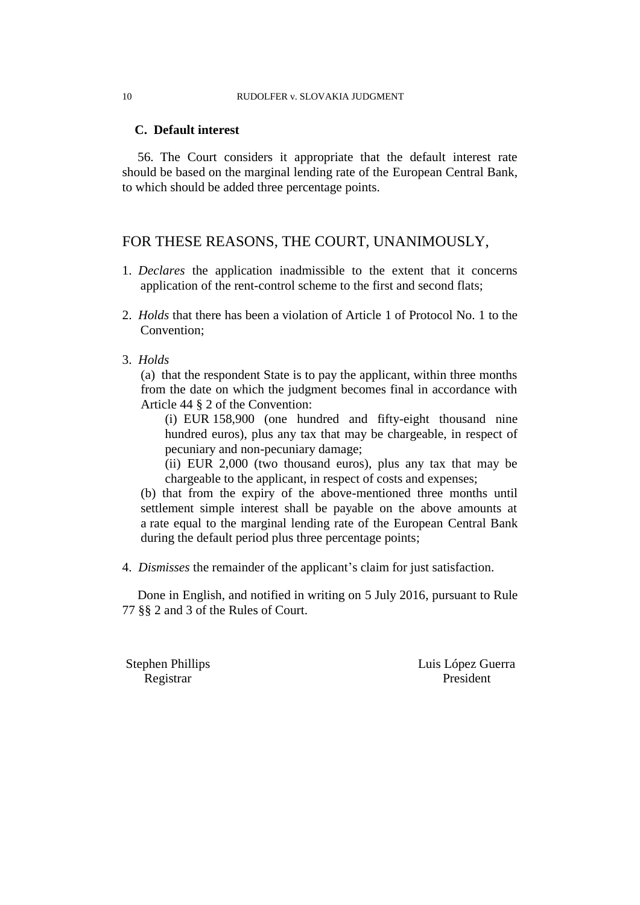### C. Default interest

56. The Court considers it appropriate that the default interest rate should be based on the marginal lending rate of the European Central Bank, to which should be added three percentage points.

## FOR THESE REASONS, THE COURT, UNANIMOUSLY,

1. *Declares* the application inadmissible to the extent that it concerns application of the rent-control scheme to the first and second flats;

2. *Holds* that there has been a violation of Article 1 of Protocol No. 1 to the Convention;

3. *Holds*

   (a) that the respondent State is to pay the applicant, within three months from the date on which the judgment becomes final in accordance with Article 44 § 2 of the Convention:

   (i) EUR 158,900 (one hundred and fifty-eight thousand nine hundred euros), plus any tax that may be chargeable, in respect of pecuniary and non-pecuniary damage;

   (ii) EUR 2,000 (two thousand euros), plus any tax that may be chargeable to the applicant, in respect of costs and expenses;

   (b) that from the expiry of the above-mentioned three months until settlement simple interest shall be payable on the above amounts at a rate equal to the marginal lending rate of the European Central Bank during the default period plus three percentage points;

4. *Dismisses* the remainder of the applicant's claim for just satisfaction.

Done in English, and notified in writing on 5 July 2016, pursuant to Rule 77 §§ 2 and 3 of the Rules of Court.

Stephen Phillips
Registrar

Luis López Guerra
President